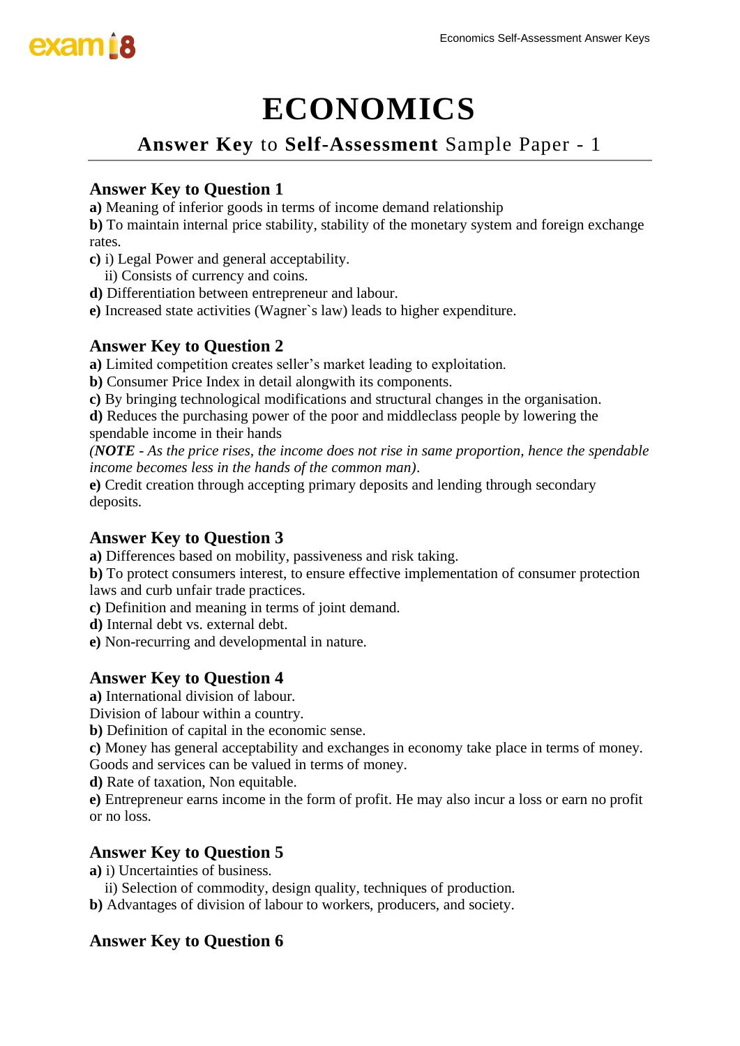# ECONOMICS

## **Answer Key** to **Self-Assessment** Sample Paper - 1

### Answer Key to Question 1

**a)** Meaning of inferior goods in terms of income demand relationship

**b)** To maintain internal price stability, stability of the monetary system and foreign exchange rates.

**c)** i) Legal Power and general acceptability.
ii) Consists of currency and coins.

**d)** Differentiation between entrepreneur and labour.

**e)** Increased state activities (Wagner`s law) leads to higher expenditure.

### Answer Key to Question 2

**a)** Limited competition creates seller's market leading to exploitation.

**b)** Consumer Price Index in detail alongwith its components.

**c)** By bringing technological modifications and structural changes in the organisation.

**d)** Reduces the purchasing power of the poor and middleclass people by lowering the spendable income in their hands

*(**NOTE** - As the price rises, the income does not rise in same proportion, hence the spendable income becomes less in the hands of the common man)*.

**e)** Credit creation through accepting primary deposits and lending through secondary deposits.

### Answer Key to Question 3

**a)** Differences based on mobility, passiveness and risk taking.

**b)** To protect consumers interest, to ensure effective implementation of consumer protection laws and curb unfair trade practices.

**c)** Definition and meaning in terms of joint demand.

**d)** Internal debt vs. external debt.

**e)** Non-recurring and developmental in nature.

### Answer Key to Question 4

**a)** International division of labour.
Division of labour within a country.

**b)** Definition of capital in the economic sense.

**c)** Money has general acceptability and exchanges in economy take place in terms of money. Goods and services can be valued in terms of money.

**d)** Rate of taxation, Non equitable.

**e)** Entrepreneur earns income in the form of profit. He may also incur a loss or earn no profit or no loss.

### Answer Key to Question 5

**a)** i) Uncertainties of business.
ii) Selection of commodity, design quality, techniques of production.

**b)** Advantages of division of labour to workers, producers, and society.

### Answer Key to Question 6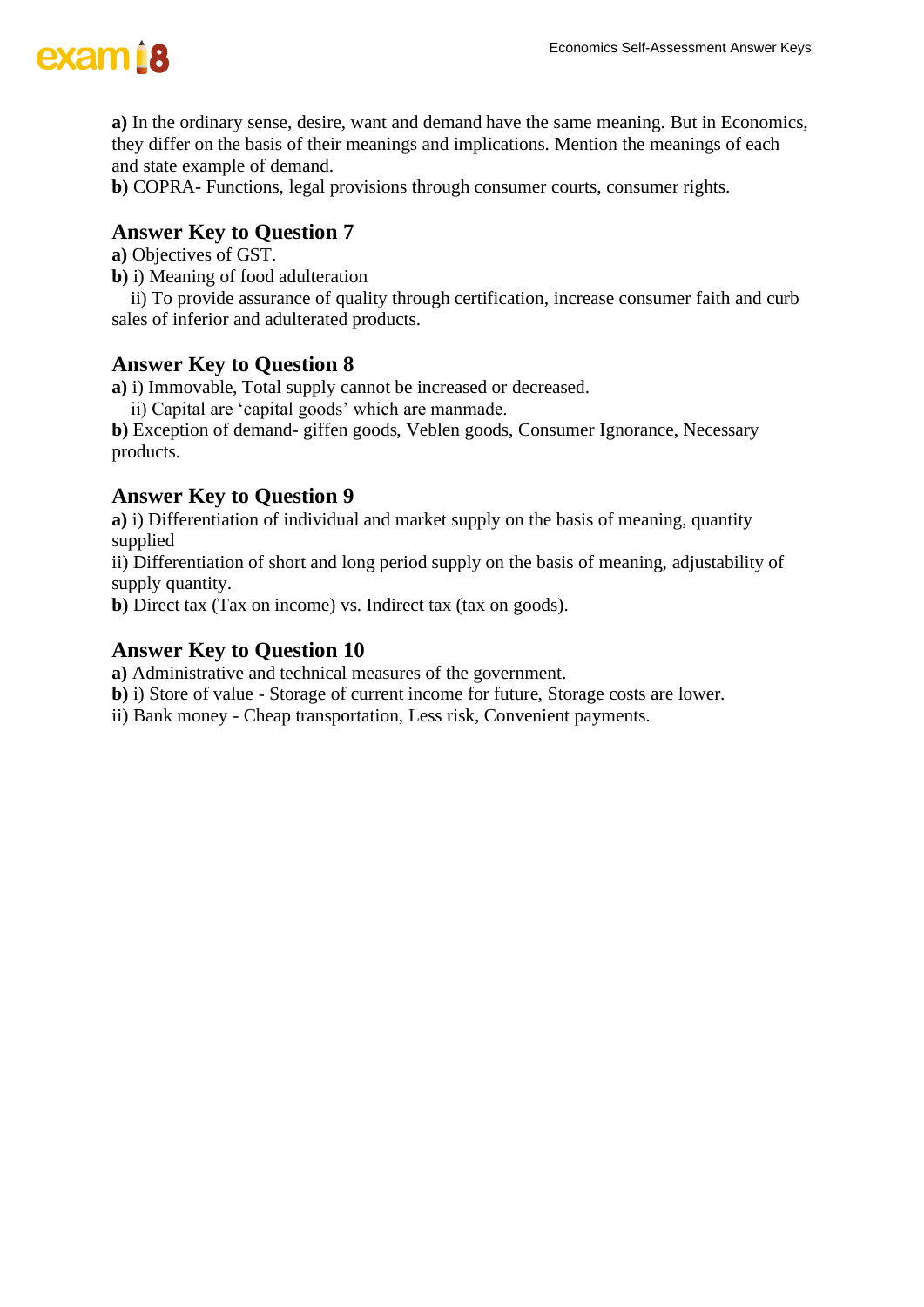**a)** In the ordinary sense, desire, want and demand have the same meaning. But in Economics, they differ on the basis of their meanings and implications. Mention the meanings of each and state example of demand.
**b)** COPRA- Functions, legal provisions through consumer courts, consumer rights.

## Answer Key to Question 7

**a)** Objectives of GST.
**b)** i) Meaning of food adulteration
ii) To provide assurance of quality through certification, increase consumer faith and curb sales of inferior and adulterated products.

## Answer Key to Question 8

**a)** i) Immovable, Total supply cannot be increased or decreased.
ii) Capital are 'capital goods' which are manmade.
**b)** Exception of demand- giffen goods, Veblen goods, Consumer Ignorance, Necessary products.

## Answer Key to Question 9

**a)** i) Differentiation of individual and market supply on the basis of meaning, quantity supplied
ii) Differentiation of short and long period supply on the basis of meaning, adjustability of supply quantity.
**b)** Direct tax (Tax on income) vs. Indirect tax (tax on goods).

## Answer Key to Question 10

**a)** Administrative and technical measures of the government.
**b)** i) Store of value - Storage of current income for future, Storage costs are lower.
ii) Bank money - Cheap transportation, Less risk, Convenient payments.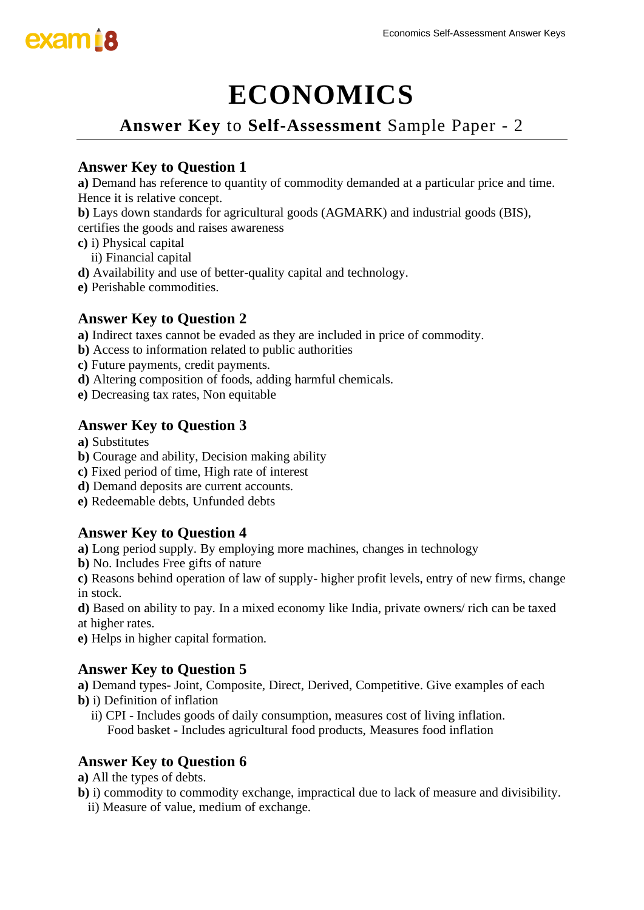# ECONOMICS

## **Answer Key** to **Self-Assessment** Sample Paper - 2

### Answer Key to Question 1

**a)** Demand has reference to quantity of commodity demanded at a particular price and time. Hence it is relative concept.
**b)** Lays down standards for agricultural goods (AGMARK) and industrial goods (BIS), certifies the goods and raises awareness
**c)** i) Physical capital
  ii) Financial capital
**d)** Availability and use of better-quality capital and technology.
**e)** Perishable commodities.

### Answer Key to Question 2

**a)** Indirect taxes cannot be evaded as they are included in price of commodity.
**b)** Access to information related to public authorities
**c)** Future payments, credit payments.
**d)** Altering composition of foods, adding harmful chemicals.
**e)** Decreasing tax rates, Non equitable

### Answer Key to Question 3

**a)** Substitutes
**b)** Courage and ability, Decision making ability
**c)** Fixed period of time, High rate of interest
**d)** Demand deposits are current accounts.
**e)** Redeemable debts, Unfunded debts

### Answer Key to Question 4

**a)** Long period supply. By employing more machines, changes in technology
**b)** No. Includes Free gifts of nature
**c)** Reasons behind operation of law of supply- higher profit levels, entry of new firms, change in stock.
**d)** Based on ability to pay. In a mixed economy like India, private owners/ rich can be taxed at higher rates.
**e)** Helps in higher capital formation.

### Answer Key to Question 5

**a)** Demand types- Joint, Composite, Direct, Derived, Competitive. Give examples of each
**b)** i) Definition of inflation
  ii) CPI - Includes goods of daily consumption, measures cost of living inflation.
    Food basket - Includes agricultural food products, Measures food inflation

### Answer Key to Question 6

**a)** All the types of debts.
**b)** i) commodity to commodity exchange, impractical due to lack of measure and divisibility.
  ii) Measure of value, medium of exchange.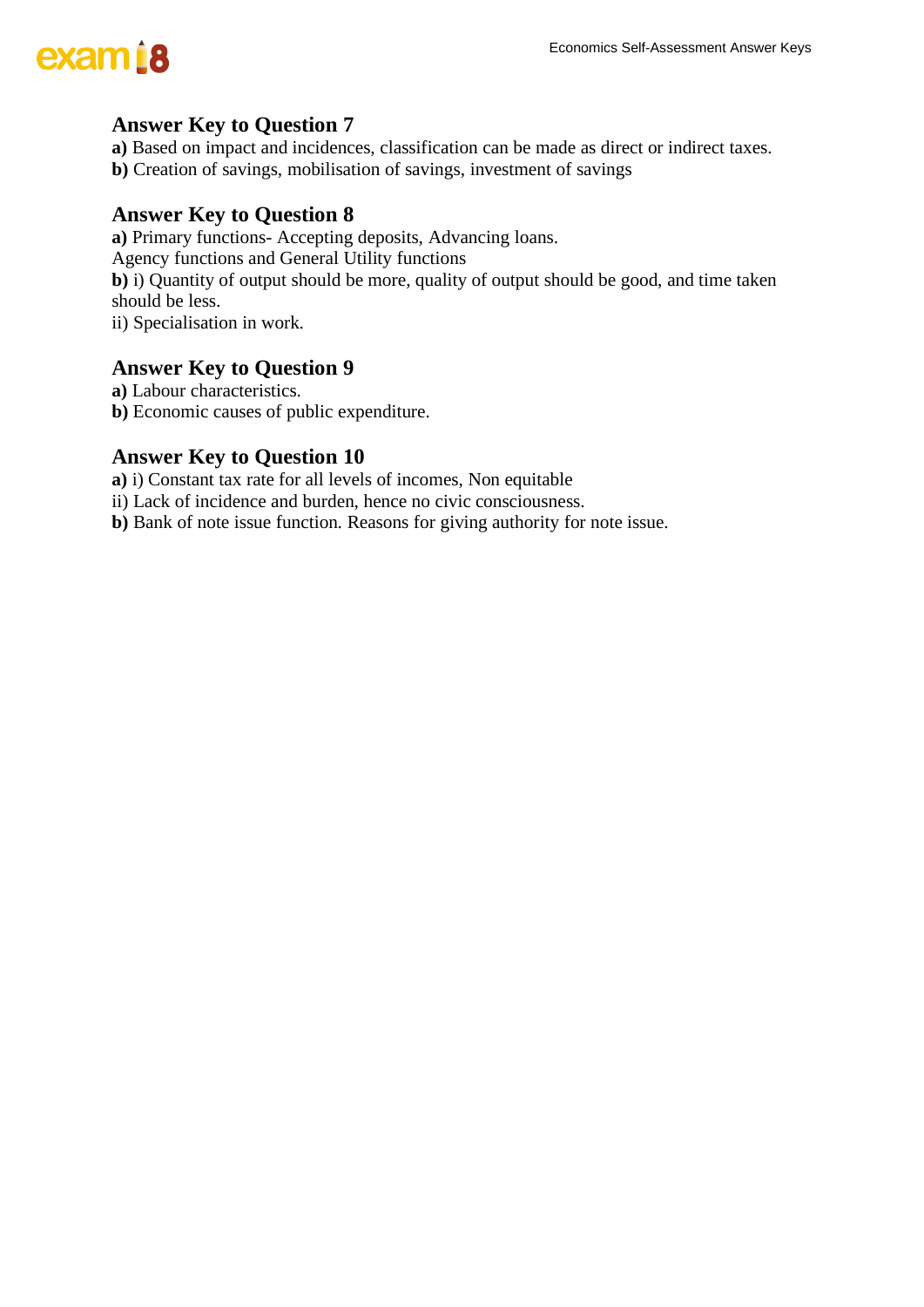## Answer Key to Question 7

**a)** Based on impact and incidences, classification can be made as direct or indirect taxes.
**b)** Creation of savings, mobilisation of savings, investment of savings

## Answer Key to Question 8

**a)** Primary functions- Accepting deposits, Advancing loans.
Agency functions and General Utility functions
**b)** i) Quantity of output should be more, quality of output should be good, and time taken should be less.
ii) Specialisation in work.

## Answer Key to Question 9

**a)** Labour characteristics.
**b)** Economic causes of public expenditure.

## Answer Key to Question 10

**a)** i) Constant tax rate for all levels of incomes, Non equitable
ii) Lack of incidence and burden, hence no civic consciousness.
**b)** Bank of note issue function. Reasons for giving authority for note issue.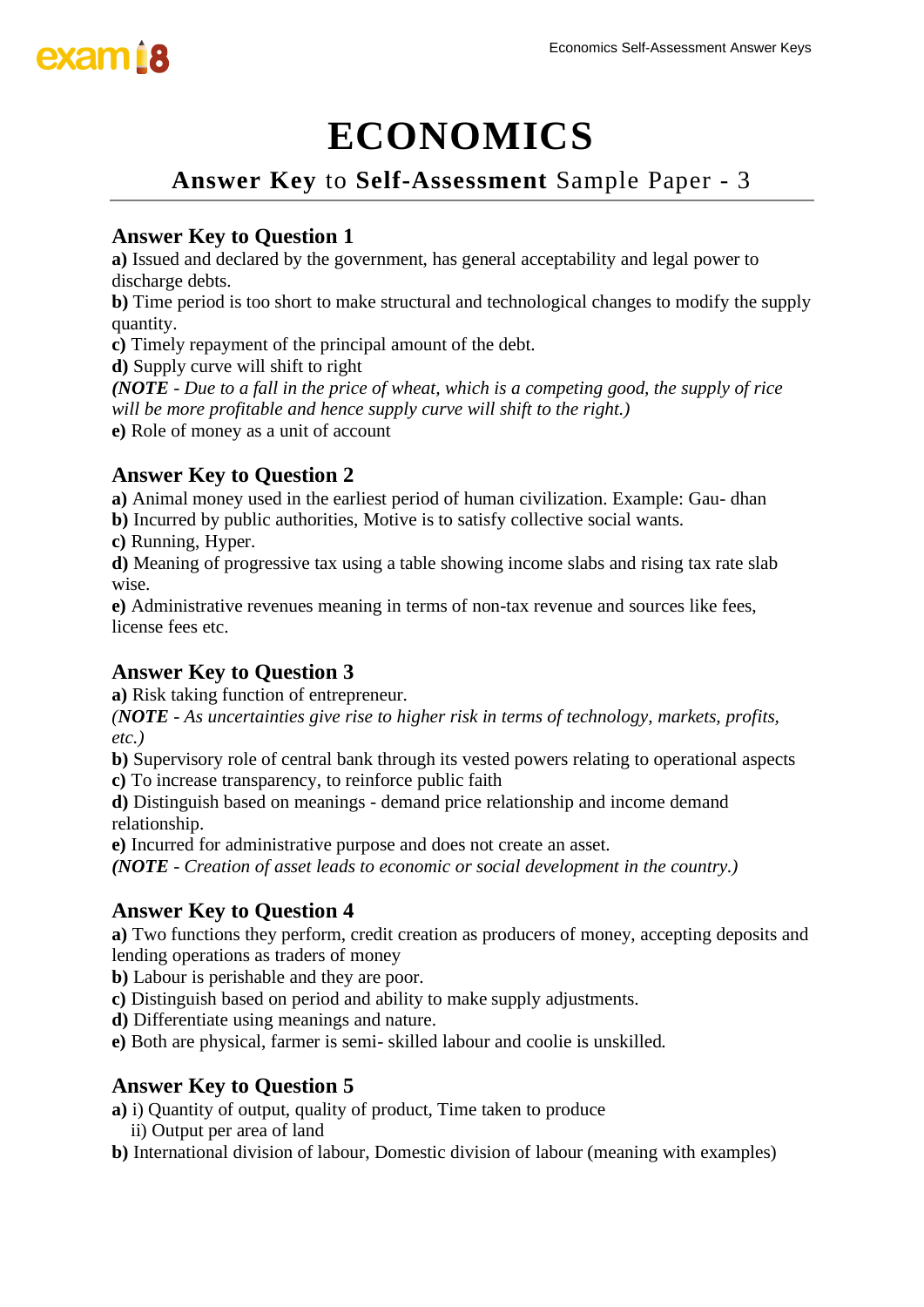# ECONOMICS

## **Answer Key** to **Self-Assessment** Sample Paper - 3

### Answer Key to Question 1

**a)** Issued and declared by the government, has general acceptability and legal power to discharge debts.
**b)** Time period is too short to make structural and technological changes to modify the supply quantity.
**c)** Timely repayment of the principal amount of the debt.
**d)** Supply curve will shift to right
*(**NOTE** - Due to a fall in the price of wheat, which is a competing good, the supply of rice will be more profitable and hence supply curve will shift to the right.)*
**e)** Role of money as a unit of account

### Answer Key to Question 2

**a)** Animal money used in the earliest period of human civilization. Example: Gau- dhan
**b)** Incurred by public authorities, Motive is to satisfy collective social wants.
**c)** Running, Hyper.
**d)** Meaning of progressive tax using a table showing income slabs and rising tax rate slab wise.
**e)** Administrative revenues meaning in terms of non-tax revenue and sources like fees, license fees etc.

### Answer Key to Question 3

**a)** Risk taking function of entrepreneur.
*(**NOTE** - As uncertainties give rise to higher risk in terms of technology, markets, profits, etc.)*
**b)** Supervisory role of central bank through its vested powers relating to operational aspects
**c)** To increase transparency, to reinforce public faith
**d)** Distinguish based on meanings - demand price relationship and income demand relationship.
**e)** Incurred for administrative purpose and does not create an asset.
*(**NOTE** - Creation of asset leads to economic or social development in the country.)*

### Answer Key to Question 4

**a)** Two functions they perform, credit creation as producers of money, accepting deposits and lending operations as traders of money
**b)** Labour is perishable and they are poor.
**c)** Distinguish based on period and ability to make supply adjustments.
**d)** Differentiate using meanings and nature.
**e)** Both are physical, farmer is semi- skilled labour and coolie is unskilled.

### Answer Key to Question 5

**a)** i) Quantity of output, quality of product, Time taken to produce
ii) Output per area of land
**b)** International division of labour, Domestic division of labour (meaning with examples)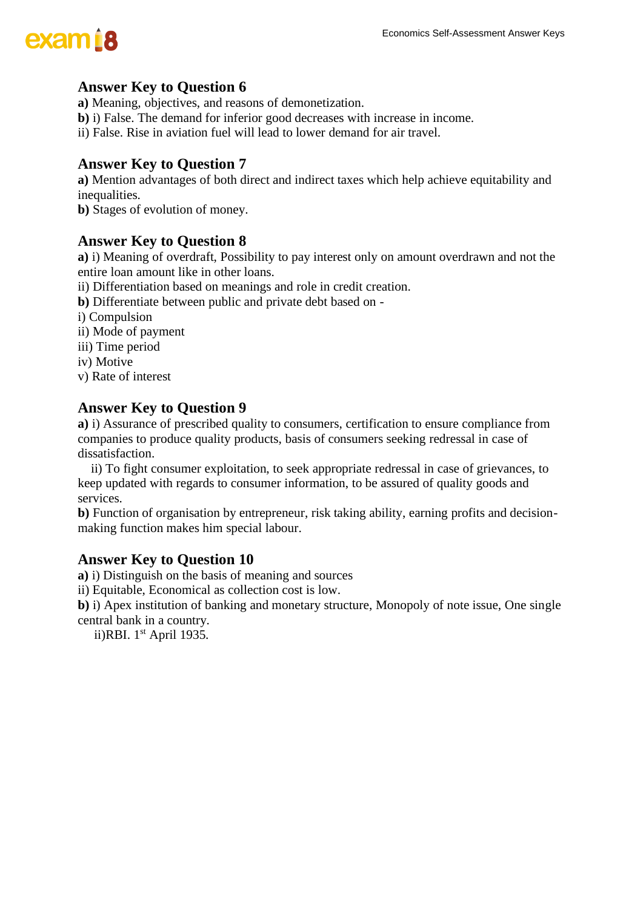## Answer Key to Question 6

**a)** Meaning, objectives, and reasons of demonetization.

**b)** i) False. The demand for inferior good decreases with increase in income.

ii) False. Rise in aviation fuel will lead to lower demand for air travel.

## Answer Key to Question 7

**a)** Mention advantages of both direct and indirect taxes which help achieve equitability and inequalities.

**b)** Stages of evolution of money.

## Answer Key to Question 8

**a)** i) Meaning of overdraft, Possibility to pay interest only on amount overdrawn and not the entire loan amount like in other loans.

ii) Differentiation based on meanings and role in credit creation.

**b)** Differentiate between public and private debt based on -

i) Compulsion

ii) Mode of payment

iii) Time period

iv) Motive

v) Rate of interest

## Answer Key to Question 9

**a)** i) Assurance of prescribed quality to consumers, certification to ensure compliance from companies to produce quality products, basis of consumers seeking redressal in case of dissatisfaction.

ii) To fight consumer exploitation, to seek appropriate redressal in case of grievances, to keep updated with regards to consumer information, to be assured of quality goods and services.

**b)** Function of organisation by entrepreneur, risk taking ability, earning profits and decision-making function makes him special labour.

## Answer Key to Question 10

**a)** i) Distinguish on the basis of meaning and sources

ii) Equitable, Economical as collection cost is low.

**b)** i) Apex institution of banking and monetary structure, Monopoly of note issue, One single central bank in a country.

ii)RBI. 1st April 1935.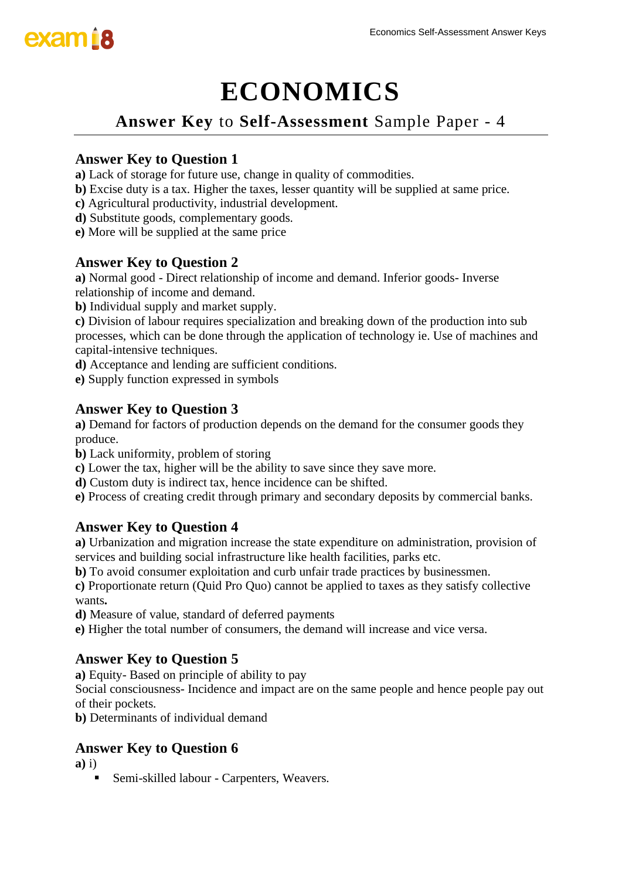# ECONOMICS

## **Answer Key** to **Self-Assessment** Sample Paper - 4

### Answer Key to Question 1

**a)** Lack of storage for future use, change in quality of commodities.
**b)** Excise duty is a tax. Higher the taxes, lesser quantity will be supplied at same price.
**c)** Agricultural productivity, industrial development.
**d)** Substitute goods, complementary goods.
**e)** More will be supplied at the same price

### Answer Key to Question 2

**a)** Normal good - Direct relationship of income and demand. Inferior goods- Inverse relationship of income and demand.
**b)** Individual supply and market supply.
**c)** Division of labour requires specialization and breaking down of the production into sub processes, which can be done through the application of technology ie. Use of machines and capital-intensive techniques.
**d)** Acceptance and lending are sufficient conditions.
**e)** Supply function expressed in symbols

### Answer Key to Question 3

**a)** Demand for factors of production depends on the demand for the consumer goods they produce.
**b)** Lack uniformity, problem of storing
**c)** Lower the tax, higher will be the ability to save since they save more.
**d)** Custom duty is indirect tax, hence incidence can be shifted.
**e)** Process of creating credit through primary and secondary deposits by commercial banks.

### Answer Key to Question 4

**a)** Urbanization and migration increase the state expenditure on administration, provision of services and building social infrastructure like health facilities, parks etc.
**b)** To avoid consumer exploitation and curb unfair trade practices by businessmen.
**c)** Proportionate return (Quid Pro Quo) cannot be applied to taxes as they satisfy collective wants**.**
**d)** Measure of value, standard of deferred payments
**e)** Higher the total number of consumers, the demand will increase and vice versa.

### Answer Key to Question 5

**a)** Equity- Based on principle of ability to pay
Social consciousness- Incidence and impact are on the same people and hence people pay out of their pockets.
**b)** Determinants of individual demand

### Answer Key to Question 6

**a)** i)

- Semi-skilled labour - Carpenters, Weavers.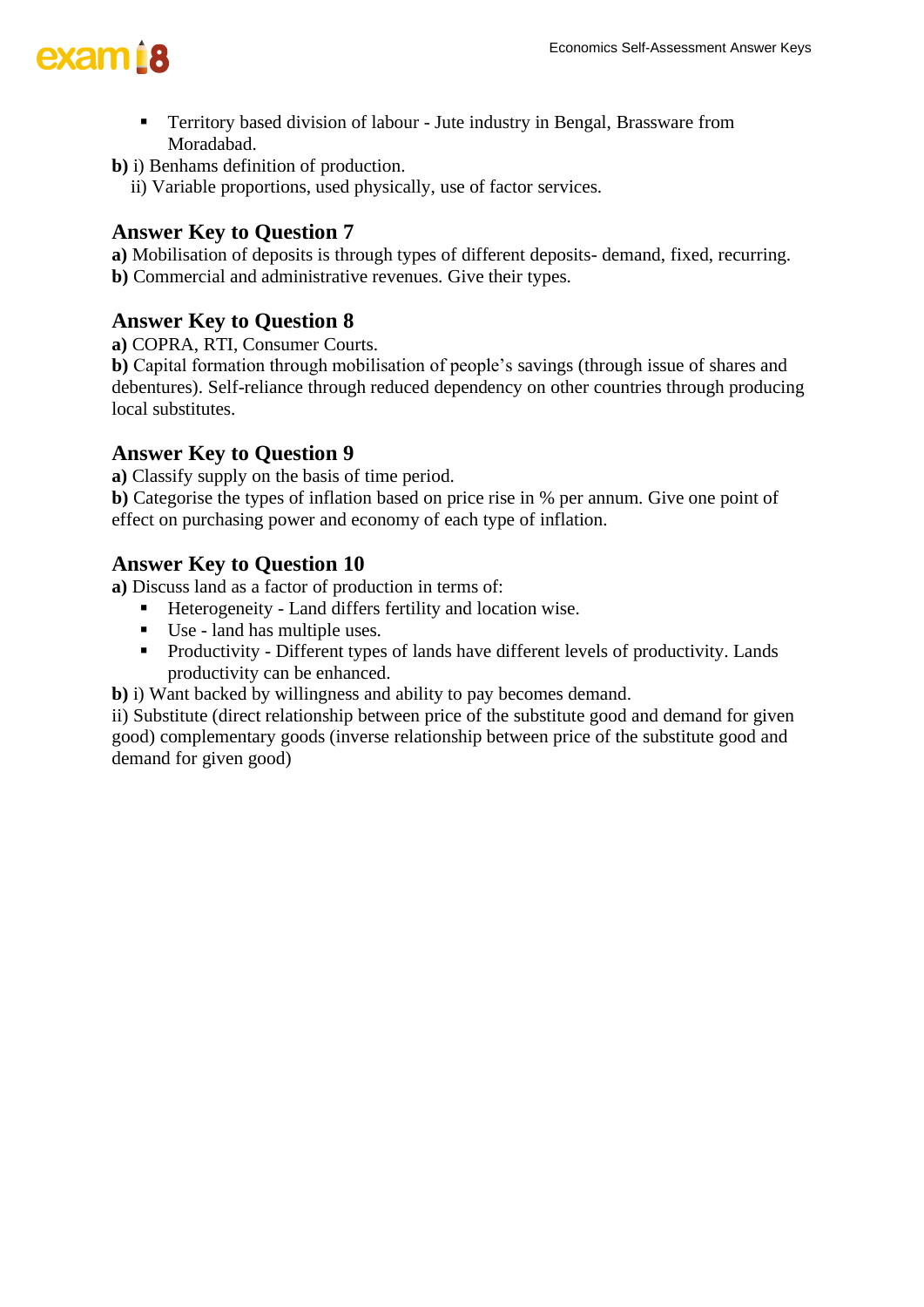- Territory based division of labour - Jute industry in Bengal, Brassware from Moradabad.

**b)** i) Benhams definition of production.
ii) Variable proportions, used physically, use of factor services.

### Answer Key to Question 7

**a)** Mobilisation of deposits is through types of different deposits- demand, fixed, recurring.
**b)** Commercial and administrative revenues. Give their types.

### Answer Key to Question 8

**a)** COPRA, RTI, Consumer Courts.
**b)** Capital formation through mobilisation of people's savings (through issue of shares and debentures). Self-reliance through reduced dependency on other countries through producing local substitutes.

### Answer Key to Question 9

**a)** Classify supply on the basis of time period.
**b)** Categorise the types of inflation based on price rise in % per annum. Give one point of effect on purchasing power and economy of each type of inflation.

### Answer Key to Question 10

**a)** Discuss land as a factor of production in terms of:

- Heterogeneity - Land differs fertility and location wise.
- Use - land has multiple uses.
- Productivity - Different types of lands have different levels of productivity. Lands productivity can be enhanced.

**b)** i) Want backed by willingness and ability to pay becomes demand.
ii) Substitute (direct relationship between price of the substitute good and demand for given good) complementary goods (inverse relationship between price of the substitute good and demand for given good)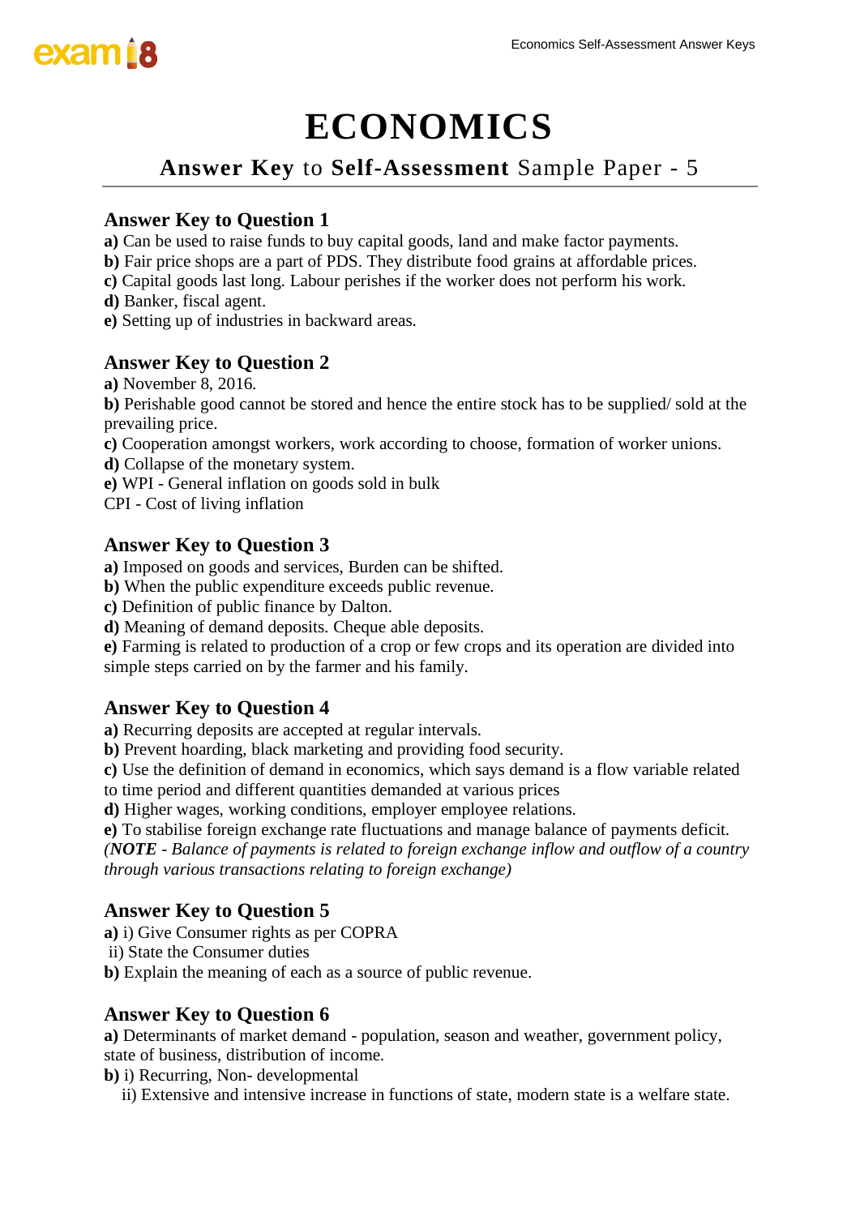# ECONOMICS

## **Answer Key** to **Self-Assessment** Sample Paper - 5

### Answer Key to Question 1

**a)** Can be used to raise funds to buy capital goods, land and make factor payments.
**b)** Fair price shops are a part of PDS. They distribute food grains at affordable prices.
**c)** Capital goods last long. Labour perishes if the worker does not perform his work.
**d)** Banker, fiscal agent.
**e)** Setting up of industries in backward areas.

### Answer Key to Question 2

**a)** November 8, 2016.
**b)** Perishable good cannot be stored and hence the entire stock has to be supplied/ sold at the prevailing price.
**c)** Cooperation amongst workers, work according to choose, formation of worker unions.
**d)** Collapse of the monetary system.
**e)** WPI - General inflation on goods sold in bulk
CPI - Cost of living inflation

### Answer Key to Question 3

**a)** Imposed on goods and services, Burden can be shifted.
**b)** When the public expenditure exceeds public revenue.
**c)** Definition of public finance by Dalton.
**d)** Meaning of demand deposits. Cheque able deposits.
**e)** Farming is related to production of a crop or few crops and its operation are divided into simple steps carried on by the farmer and his family.

### Answer Key to Question 4

**a)** Recurring deposits are accepted at regular intervals.
**b)** Prevent hoarding, black marketing and providing food security.
**c)** Use the definition of demand in economics, which says demand is a flow variable related to time period and different quantities demanded at various prices
**d)** Higher wages, working conditions, employer employee relations.
**e)** To stabilise foreign exchange rate fluctuations and manage balance of payments deficit.
*(**NOTE** - Balance of payments is related to foreign exchange inflow and outflow of a country through various transactions relating to foreign exchange)*

### Answer Key to Question 5

**a)** i) Give Consumer rights as per COPRA
ii) State the Consumer duties
**b)** Explain the meaning of each as a source of public revenue.

### Answer Key to Question 6

**a)** Determinants of market demand - population, season and weather, government policy, state of business, distribution of income.
**b)** i) Recurring, Non- developmental
ii) Extensive and intensive increase in functions of state, modern state is a welfare state.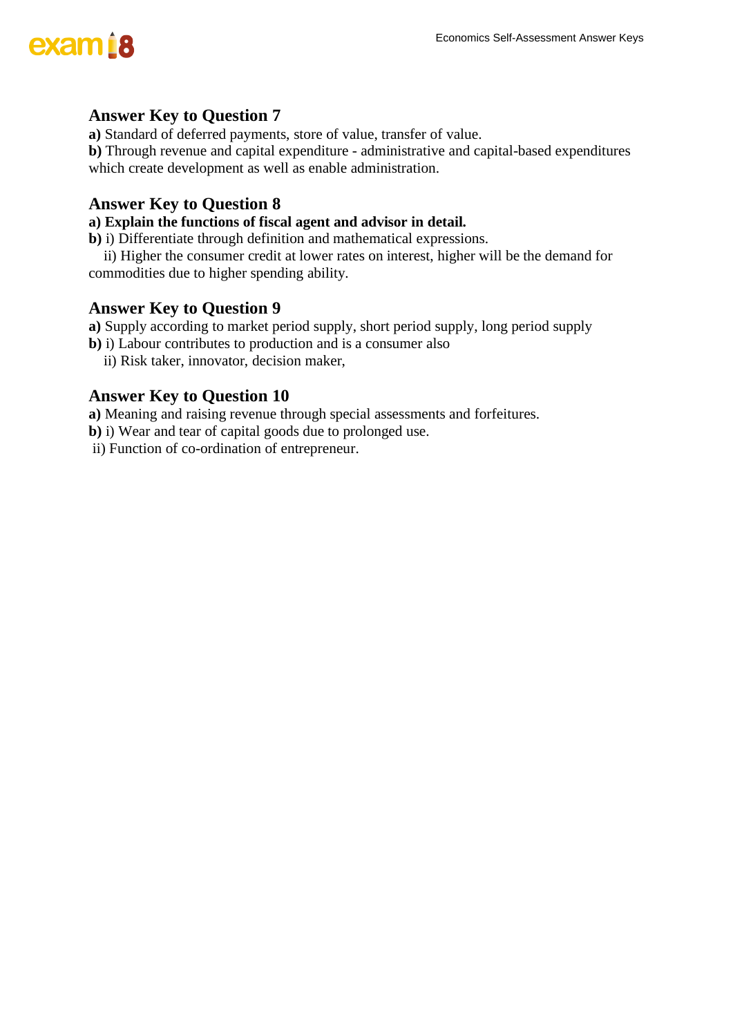## Answer Key to Question 7

**a)** Standard of deferred payments, store of value, transfer of value.

**b)** Through revenue and capital expenditure - administrative and capital-based expenditures which create development as well as enable administration.

## Answer Key to Question 8

**a) Explain the functions of fiscal agent and advisor in detail.**

**b)** i) Differentiate through definition and mathematical expressions.

ii) Higher the consumer credit at lower rates on interest, higher will be the demand for commodities due to higher spending ability.

## Answer Key to Question 9

**a)** Supply according to market period supply, short period supply, long period supply

**b)** i) Labour contributes to production and is a consumer also

ii) Risk taker, innovator, decision maker,

## Answer Key to Question 10

**a)** Meaning and raising revenue through special assessments and forfeitures.

**b)** i) Wear and tear of capital goods due to prolonged use.

ii) Function of co-ordination of entrepreneur.